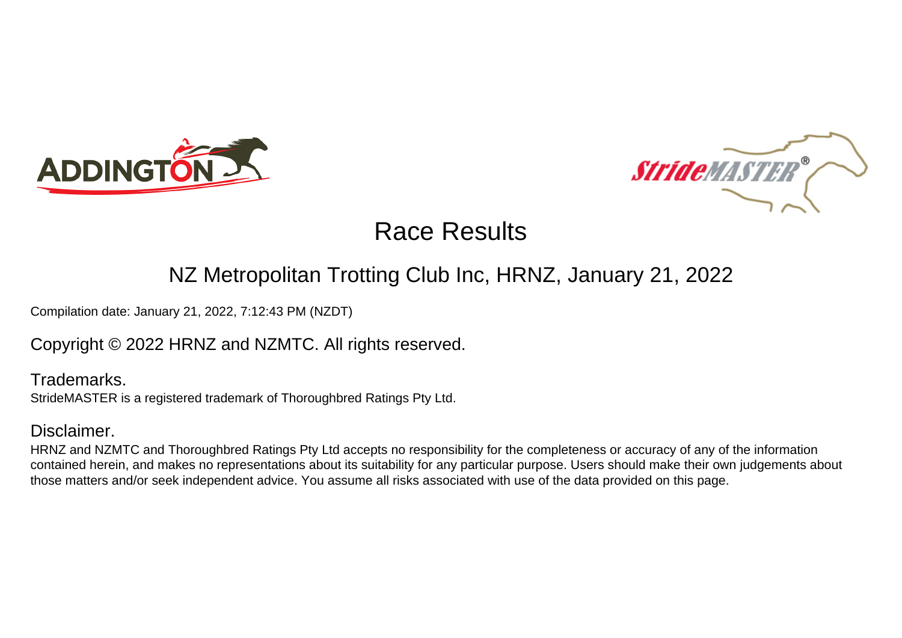# Race Results

## NZ Metropolitan Trotting Club Inc, HRNZ, January 21, 2022

Compilation date: January 21, 2022, 7:12:43 PM (NZDT)

Copyright © 2022 HRNZ and NZMTC. All rights reserved.

### Trademarks.

StrideMASTER is a registered trademark of Thoroughbred Ratings Pty Ltd.

### Disclaimer.

HRNZ and NZMTC and Thoroughbred Ratings Pty Ltd accepts no responsibility for the completeness or accuracy of any of the information contained herein, and makes no representations about its suitability for any particular purpose. Users should make their own judgements about those matters and/or seek independent advice. You assume all risks associated with use of the data provided on this page.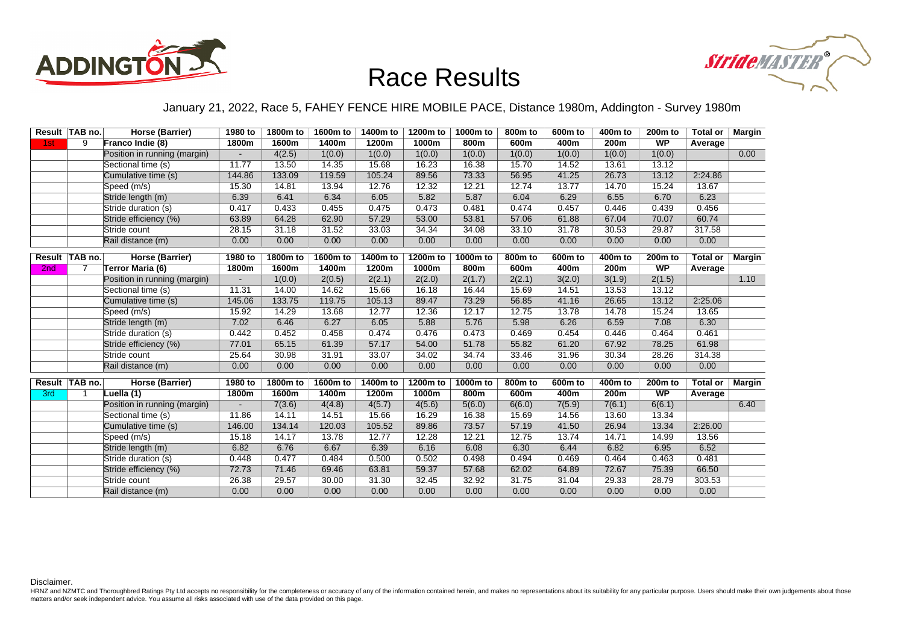# Race Results

January 21, 2022, Race 5, FAHEY FENCE HIRE MOBILE PACE, Distance 1980m, Addington - Survey 1980m

| Result | TAB no. | Horse (Barrier) | 1980 to 1800m | 1800m to 1600m | 1600m to 1400m | 1400m to 1200m | 1200m to 1000m | 1000m to 800m | 800m to 600m | 600m to 400m | 400m to 200m | 200m to WP | Total or Average | Margin |
|---|---|---|---|---|---|---|---|---|---|---|---|---|---|---|
| 1st | 9 | Franco Indie (8) | | | | | | | | | | | | |
| | | Position in running (margin) | - | 4(2.5) | 1(0.0) | 1(0.0) | 1(0.0) | 1(0.0) | 1(0.0) | 1(0.0) | 1(0.0) | 1(0.0) | | 0.00 |
| | | Sectional time (s) | 11.77 | 13.50 | 14.35 | 15.68 | 16.23 | 16.38 | 15.70 | 14.52 | 13.61 | 13.12 | | |
| | | Cumulative time (s) | 144.86 | 133.09 | 119.59 | 105.24 | 89.56 | 73.33 | 56.95 | 41.25 | 26.73 | 13.12 | 2:24.86 | |
| | | Speed (m/s) | 15.30 | 14.81 | 13.94 | 12.76 | 12.32 | 12.21 | 12.74 | 13.77 | 14.70 | 15.24 | 13.67 | |
| | | Stride length (m) | 6.39 | 6.41 | 6.34 | 6.05 | 5.82 | 5.87 | 6.04 | 6.29 | 6.55 | 6.70 | 6.23 | |
| | | Stride duration (s) | 0.417 | 0.433 | 0.455 | 0.475 | 0.473 | 0.481 | 0.474 | 0.457 | 0.446 | 0.439 | 0.456 | |
| | | Stride efficiency (%) | 63.89 | 64.28 | 62.90 | 57.29 | 53.00 | 53.81 | 57.06 | 61.88 | 67.04 | 70.07 | 60.74 | |
| | | Stride count | 28.15 | 31.18 | 31.52 | 33.03 | 34.34 | 34.08 | 33.10 | 31.78 | 30.53 | 29.87 | 317.58 | |
| | | Rail distance (m) | 0.00 | 0.00 | 0.00 | 0.00 | 0.00 | 0.00 | 0.00 | 0.00 | 0.00 | 0.00 | 0.00 | |
| 2nd | 7 | Terror Maria (6) | | | | | | | | | | | | |
| | | Position in running (margin) | - | 1(0.0) | 2(0.5) | 2(2.1) | 2(2.0) | 2(1.7) | 2(2.1) | 3(2.0) | 3(1.9) | 2(1.5) | | 1.10 |
| | | Sectional time (s) | 11.31 | 14.00 | 14.62 | 15.66 | 16.18 | 16.44 | 15.69 | 14.51 | 13.53 | 13.12 | | |
| | | Cumulative time (s) | 145.06 | 133.75 | 119.75 | 105.13 | 89.47 | 73.29 | 56.85 | 41.16 | 26.65 | 13.12 | 2:25.06 | |
| | | Speed (m/s) | 15.92 | 14.29 | 13.68 | 12.77 | 12.36 | 12.17 | 12.75 | 13.78 | 14.78 | 15.24 | 13.65 | |
| | | Stride length (m) | 7.02 | 6.46 | 6.27 | 6.05 | 5.88 | 5.76 | 5.98 | 6.26 | 6.59 | 7.08 | 6.30 | |
| | | Stride duration (s) | 0.442 | 0.452 | 0.458 | 0.474 | 0.476 | 0.473 | 0.469 | 0.454 | 0.446 | 0.464 | 0.461 | |
| | | Stride efficiency (%) | 77.01 | 65.15 | 61.39 | 57.17 | 54.00 | 51.78 | 55.82 | 61.20 | 67.92 | 78.25 | 61.98 | |
| | | Stride count | 25.64 | 30.98 | 31.91 | 33.07 | 34.02 | 34.74 | 33.46 | 31.96 | 30.34 | 28.26 | 314.38 | |
| | | Rail distance (m) | 0.00 | 0.00 | 0.00 | 0.00 | 0.00 | 0.00 | 0.00 | 0.00 | 0.00 | 0.00 | 0.00 | |
| 3rd | 1 | Luella (1) | | | | | | | | | | | | |
| | | Position in running (margin) | - | 7(3.6) | 4(4.8) | 4(5.7) | 4(5.6) | 5(6.0) | 6(6.0) | 7(5.9) | 7(6.1) | 6(6.1) | | 6.40 |
| | | Sectional time (s) | 11.86 | 14.11 | 14.51 | 15.66 | 16.29 | 16.38 | 15.69 | 14.56 | 13.60 | 13.34 | | |
| | | Cumulative time (s) | 146.00 | 134.14 | 120.03 | 105.52 | 89.86 | 73.57 | 57.19 | 41.50 | 26.94 | 13.34 | 2:26.00 | |
| | | Speed (m/s) | 15.18 | 14.17 | 13.78 | 12.77 | 12.28 | 12.21 | 12.75 | 13.74 | 14.71 | 14.99 | 13.56 | |
| | | Stride length (m) | 6.82 | 6.76 | 6.67 | 6.39 | 6.16 | 6.08 | 6.30 | 6.44 | 6.82 | 6.95 | 6.52 | |
| | | Stride duration (s) | 0.448 | 0.477 | 0.484 | 0.500 | 0.502 | 0.498 | 0.494 | 0.469 | 0.464 | 0.463 | 0.481 | |
| | | Stride efficiency (%) | 72.73 | 71.46 | 69.46 | 63.81 | 59.37 | 57.68 | 62.02 | 64.89 | 72.67 | 75.39 | 66.50 | |
| | | Stride count | 26.38 | 29.57 | 30.00 | 31.30 | 32.45 | 32.92 | 31.75 | 31.04 | 29.33 | 28.79 | 303.53 | |
| | | Rail distance (m) | 0.00 | 0.00 | 0.00 | 0.00 | 0.00 | 0.00 | 0.00 | 0.00 | 0.00 | 0.00 | 0.00 | |

Disclaimer.

HRNZ and NZMTC and Thoroughbred Ratings Pty Ltd accepts no responsibility for the completeness or accuracy of any of the information contained herein, and makes no representations about its suitability for any particular purpose. Users should make their own judgements about those matters and/or seek independent advice. You assume all risks associated with use of the data provided on this page.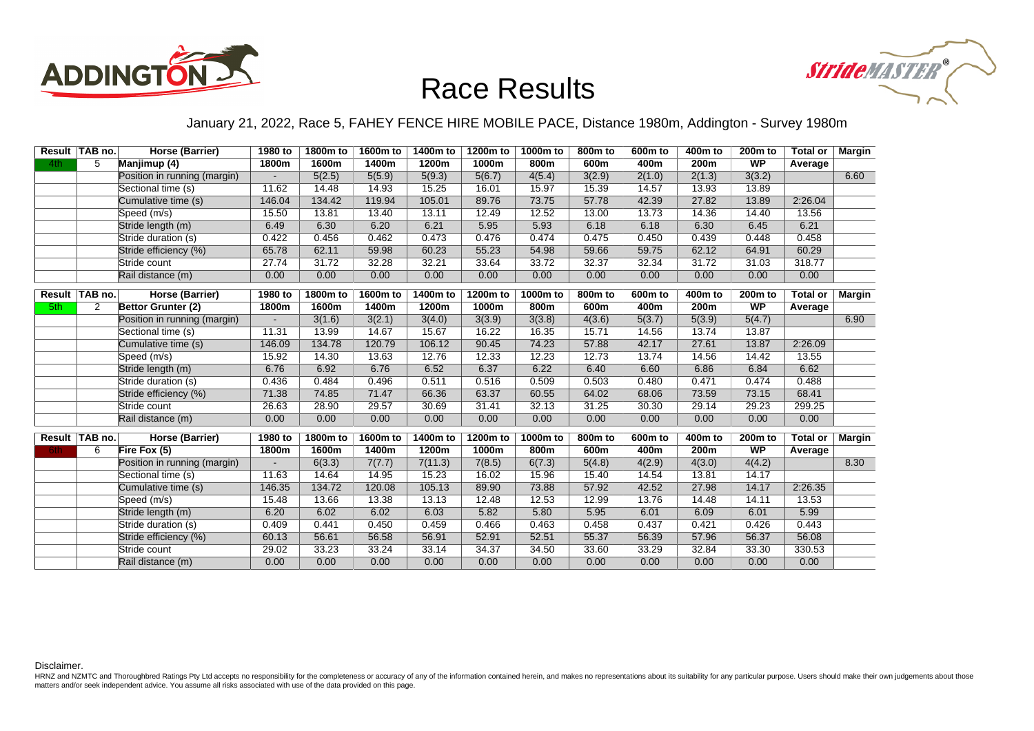# Race Results

January 21, 2022, Race 5, FAHEY FENCE HIRE MOBILE PACE, Distance 1980m, Addington - Survey 1980m

| Result | TAB no. | Horse (Barrier) | 1980 to 1800m | 1800m to 1600m | 1600m to 1400m | 1400m to 1200m | 1200m to 1000m | 1000m to 800m | 800m to 600m | 600m to 400m | 400m to 200m | 200m to WP | Total or Average | Margin |
|---|---|---|---|---|---|---|---|---|---|---|---|---|---|---|
| 4th | 5 | Manjimup (4) | | | | | | | | | | | | |
| | | Position in running (margin) | - | 5(2.5) | 5(5.9) | 5(9.3) | 5(6.7) | 4(5.4) | 3(2.9) | 2(1.0) | 2(1.3) | 3(3.2) | | 6.60 |
| | | Sectional time (s) | 11.62 | 14.48 | 14.93 | 15.25 | 16.01 | 15.97 | 15.39 | 14.57 | 13.93 | 13.89 | | |
| | | Cumulative time (s) | 146.04 | 134.42 | 119.94 | 105.01 | 89.76 | 73.75 | 57.78 | 42.39 | 27.82 | 13.89 | 2:26.04 | |
| | | Speed (m/s) | 15.50 | 13.81 | 13.40 | 13.11 | 12.49 | 12.52 | 13.00 | 13.73 | 14.36 | 14.40 | 13.56 | |
| | | Stride length (m) | 6.49 | 6.30 | 6.20 | 6.21 | 5.95 | 5.93 | 6.18 | 6.18 | 6.30 | 6.45 | 6.21 | |
| | | Stride duration (s) | 0.422 | 0.456 | 0.462 | 0.473 | 0.476 | 0.474 | 0.475 | 0.450 | 0.439 | 0.448 | 0.458 | |
| | | Stride efficiency (%) | 65.78 | 62.11 | 59.98 | 60.23 | 55.23 | 54.98 | 59.66 | 59.75 | 62.12 | 64.91 | 60.29 | |
| | | Stride count | 27.74 | 31.72 | 32.28 | 32.21 | 33.64 | 33.72 | 32.37 | 32.34 | 31.72 | 31.03 | 318.77 | |
| | | Rail distance (m) | 0.00 | 0.00 | 0.00 | 0.00 | 0.00 | 0.00 | 0.00 | 0.00 | 0.00 | 0.00 | 0.00 | |

| Result | TAB no. | Horse (Barrier) | 1980 to 1800m | 1800m to 1600m | 1600m to 1400m | 1400m to 1200m | 1200m to 1000m | 1000m to 800m | 800m to 600m | 600m to 400m | 400m to 200m | 200m to WP | Total or Average | Margin |
|---|---|---|---|---|---|---|---|---|---|---|---|---|---|---|
| 5th | 2 | Bettor Grunter (2) | | | | | | | | | | | | |
| | | Position in running (margin) | - | 3(1.6) | 3(2.1) | 3(4.0) | 3(3.9) | 3(3.8) | 4(3.6) | 5(3.7) | 5(3.9) | 5(4.7) | | 6.90 |
| | | Sectional time (s) | 11.31 | 13.99 | 14.67 | 15.67 | 16.22 | 16.35 | 15.71 | 14.56 | 13.74 | 13.87 | | |
| | | Cumulative time (s) | 146.09 | 134.78 | 120.79 | 106.12 | 90.45 | 74.23 | 57.88 | 42.17 | 27.61 | 13.87 | 2:26.09 | |
| | | Speed (m/s) | 15.92 | 14.30 | 13.63 | 12.76 | 12.33 | 12.23 | 12.73 | 13.74 | 14.56 | 14.42 | 13.55 | |
| | | Stride length (m) | 6.76 | 6.92 | 6.76 | 6.52 | 6.37 | 6.22 | 6.40 | 6.60 | 6.86 | 6.84 | 6.62 | |
| | | Stride duration (s) | 0.436 | 0.484 | 0.496 | 0.511 | 0.516 | 0.509 | 0.503 | 0.480 | 0.471 | 0.474 | 0.488 | |
| | | Stride efficiency (%) | 71.38 | 74.85 | 71.47 | 66.36 | 63.37 | 60.55 | 64.02 | 68.06 | 73.59 | 73.15 | 68.41 | |
| | | Stride count | 26.63 | 28.90 | 29.57 | 30.69 | 31.41 | 32.13 | 31.25 | 30.30 | 29.14 | 29.23 | 299.25 | |
| | | Rail distance (m) | 0.00 | 0.00 | 0.00 | 0.00 | 0.00 | 0.00 | 0.00 | 0.00 | 0.00 | 0.00 | 0.00 | |

| Result | TAB no. | Horse (Barrier) | 1980 to 1800m | 1800m to 1600m | 1600m to 1400m | 1400m to 1200m | 1200m to 1000m | 1000m to 800m | 800m to 600m | 600m to 400m | 400m to 200m | 200m to WP | Total or Average | Margin |
|---|---|---|---|---|---|---|---|---|---|---|---|---|---|---|
| 6th | 6 | Fire Fox (5) | | | | | | | | | | | | |
| | | Position in running (margin) | - | 6(3.3) | 7(7.7) | 7(11.3) | 7(8.5) | 6(7.3) | 5(4.8) | 4(2.9) | 4(3.0) | 4(4.2) | | 8.30 |
| | | Sectional time (s) | 11.63 | 14.64 | 14.95 | 15.23 | 16.02 | 15.96 | 15.40 | 14.54 | 13.81 | 14.17 | | |
| | | Cumulative time (s) | 146.35 | 134.72 | 120.08 | 105.13 | 89.90 | 73.88 | 57.92 | 42.52 | 27.98 | 14.17 | 2:26.35 | |
| | | Speed (m/s) | 15.48 | 13.66 | 13.38 | 13.13 | 12.48 | 12.53 | 12.99 | 13.76 | 14.48 | 14.11 | 13.53 | |
| | | Stride length (m) | 6.20 | 6.02 | 6.02 | 6.03 | 5.82 | 5.80 | 5.95 | 6.01 | 6.09 | 6.01 | 5.99 | |
| | | Stride duration (s) | 0.409 | 0.441 | 0.450 | 0.459 | 0.466 | 0.463 | 0.458 | 0.437 | 0.421 | 0.426 | 0.443 | |
| | | Stride efficiency (%) | 60.13 | 56.61 | 56.58 | 56.91 | 52.91 | 52.51 | 55.37 | 56.39 | 57.96 | 56.37 | 56.08 | |
| | | Stride count | 29.02 | 33.23 | 33.24 | 33.14 | 34.37 | 34.50 | 33.60 | 33.29 | 32.84 | 33.30 | 330.53 | |
| | | Rail distance (m) | 0.00 | 0.00 | 0.00 | 0.00 | 0.00 | 0.00 | 0.00 | 0.00 | 0.00 | 0.00 | 0.00 | |

Disclaimer.

HRNZ and NZMTC and Thoroughbred Ratings Pty Ltd accepts no responsibility for the completeness or accuracy of any of the information contained herein, and makes no representations about its suitability for any particular purpose. Users should make their own judgements about those matters and/or seek independent advice. You assume all risks associated with use of the data provided on this page.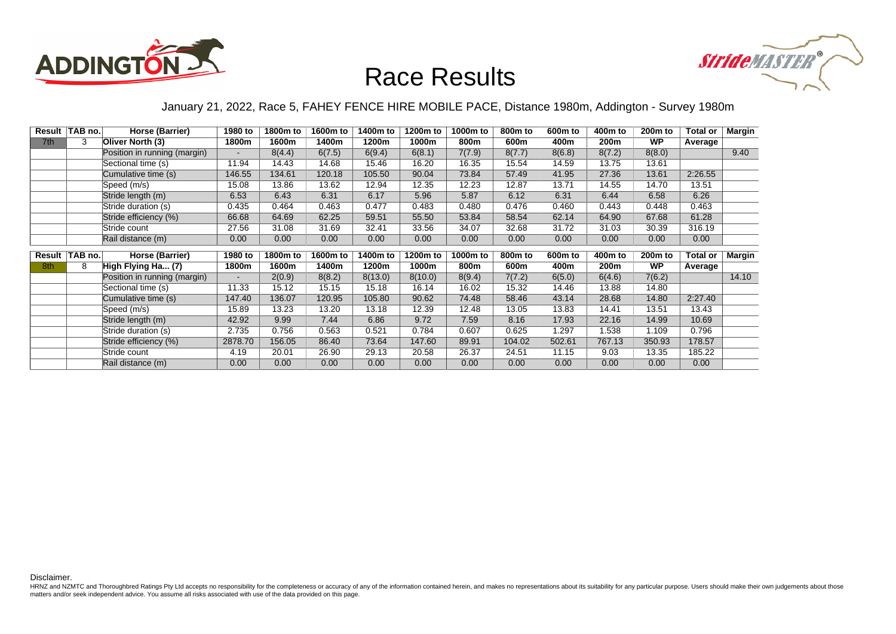# Race Results

January 21, 2022, Race 5, FAHEY FENCE HIRE MOBILE PACE, Distance 1980m, Addington - Survey 1980m

| Result | TAB no. | Horse (Barrier) | 1980 to 1800m | 1800m to 1600m | 1600m to 1400m | 1400m to 1200m | 1200m to 1000m | 1000m to 800m | 800m to 600m | 600m to 400m | 400m to 200m | 200m to WP | Total or Average | Margin |
|---|---|---|---|---|---|---|---|---|---|---|---|---|---|---|
| 7th | 3 | **Oliver North (3)** | | | | | | | | | | | | |
| | | Position in running (margin) | - | 8(4.4) | 6(7.5) | 6(9.4) | 6(8.1) | 7(7.9) | 8(7.7) | 8(6.8) | 8(7.2) | 8(8.0) | | 9.40 |
| | | Sectional time (s) | 11.94 | 14.43 | 14.68 | 15.46 | 16.20 | 16.35 | 15.54 | 14.59 | 13.75 | 13.61 | | |
| | | Cumulative time (s) | 146.55 | 134.61 | 120.18 | 105.50 | 90.04 | 73.84 | 57.49 | 41.95 | 27.36 | 13.61 | 2:26.55 | |
| | | Speed (m/s) | 15.08 | 13.86 | 13.62 | 12.94 | 12.35 | 12.23 | 12.87 | 13.71 | 14.55 | 14.70 | 13.51 | |
| | | Stride length (m) | 6.53 | 6.43 | 6.31 | 6.17 | 5.96 | 5.87 | 6.12 | 6.31 | 6.44 | 6.58 | 6.26 | |
| | | Stride duration (s) | 0.435 | 0.464 | 0.463 | 0.477 | 0.483 | 0.480 | 0.476 | 0.460 | 0.443 | 0.448 | 0.463 | |
| | | Stride efficiency (%) | 66.68 | 64.69 | 62.25 | 59.51 | 55.50 | 53.84 | 58.54 | 62.14 | 64.90 | 67.68 | 61.28 | |
| | | Stride count | 27.56 | 31.08 | 31.69 | 32.41 | 33.56 | 34.07 | 32.68 | 31.72 | 31.03 | 30.39 | 316.19 | |
| | | Rail distance (m) | 0.00 | 0.00 | 0.00 | 0.00 | 0.00 | 0.00 | 0.00 | 0.00 | 0.00 | 0.00 | 0.00 | |

| Result | TAB no. | Horse (Barrier) | 1980 to 1800m | 1800m to 1600m | 1600m to 1400m | 1400m to 1200m | 1200m to 1000m | 1000m to 800m | 800m to 600m | 600m to 400m | 400m to 200m | 200m to WP | Total or Average | Margin |
|---|---|---|---|---|---|---|---|---|---|---|---|---|---|---|
| 8th | 8 | **High Flying Ha... (7)** | | | | | | | | | | | | |
| | | Position in running (margin) | - | 2(0.9) | 8(8.2) | 8(13.0) | 8(10.0) | 8(9.4) | 7(7.2) | 6(5.0) | 6(4.6) | 7(6.2) | | 14.10 |
| | | Sectional time (s) | 11.33 | 15.12 | 15.15 | 15.18 | 16.14 | 16.02 | 15.32 | 14.46 | 13.88 | 14.80 | | |
| | | Cumulative time (s) | 147.40 | 136.07 | 120.95 | 105.80 | 90.62 | 74.48 | 58.46 | 43.14 | 28.68 | 14.80 | 2:27.40 | |
| | | Speed (m/s) | 15.89 | 13.23 | 13.20 | 13.18 | 12.39 | 12.48 | 13.05 | 13.83 | 14.41 | 13.51 | 13.43 | |
| | | Stride length (m) | 42.92 | 9.99 | 7.44 | 6.86 | 9.72 | 7.59 | 8.16 | 17.93 | 22.16 | 14.99 | 10.69 | |
| | | Stride duration (s) | 2.735 | 0.756 | 0.563 | 0.521 | 0.784 | 0.607 | 0.625 | 1.297 | 1.538 | 1.109 | 0.796 | |
| | | Stride efficiency (%) | 2878.70 | 156.05 | 86.40 | 73.64 | 147.60 | 89.91 | 104.02 | 502.61 | 767.13 | 350.93 | 178.57 | |
| | | Stride count | 4.19 | 20.01 | 26.90 | 29.13 | 20.58 | 26.37 | 24.51 | 11.15 | 9.03 | 13.35 | 185.22 | |
| | | Rail distance (m) | 0.00 | 0.00 | 0.00 | 0.00 | 0.00 | 0.00 | 0.00 | 0.00 | 0.00 | 0.00 | 0.00 | |

Disclaimer.

HRNZ and NZMTC and Thoroughbred Ratings Pty Ltd accepts no responsibility for the completeness or accuracy of any of the information contained herein, and makes no representations about its suitability for any particular purpose. Users should make their own judgements about those matters and/or seek independent advice. You assume all risks associated with use of the data provided on this page.